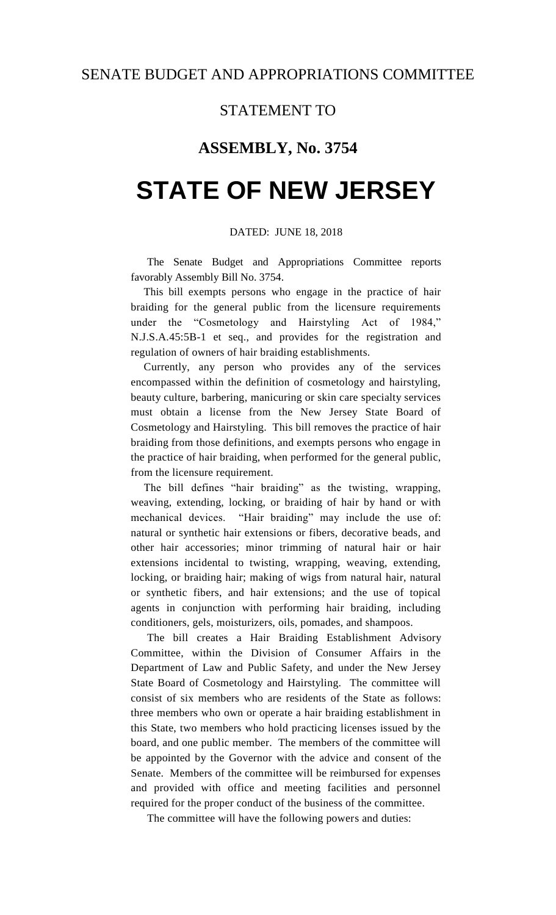SENATE BUDGET AND APPROPRIATIONS COMMITTEE

STATEMENT TO

**ASSEMBLY, No. 3754**

# STATE OF NEW JERSEY

DATED: JUNE 18, 2018

The Senate Budget and Appropriations Committee reports favorably Assembly Bill No. 3754.

This bill exempts persons who engage in the practice of hair braiding for the general public from the licensure requirements under the "Cosmetology and Hairstyling Act of 1984," N.J.S.A.45:5B-1 et seq., and provides for the registration and regulation of owners of hair braiding establishments.

Currently, any person who provides any of the services encompassed within the definition of cosmetology and hairstyling, beauty culture, barbering, manicuring or skin care specialty services must obtain a license from the New Jersey State Board of Cosmetology and Hairstyling. This bill removes the practice of hair braiding from those definitions, and exempts persons who engage in the practice of hair braiding, when performed for the general public, from the licensure requirement.

The bill defines "hair braiding" as the twisting, wrapping, weaving, extending, locking, or braiding of hair by hand or with mechanical devices. "Hair braiding" may include the use of: natural or synthetic hair extensions or fibers, decorative beads, and other hair accessories; minor trimming of natural hair or hair extensions incidental to twisting, wrapping, weaving, extending, locking, or braiding hair; making of wigs from natural hair, natural or synthetic fibers, and hair extensions; and the use of topical agents in conjunction with performing hair braiding, including conditioners, gels, moisturizers, oils, pomades, and shampoos.

The bill creates a Hair Braiding Establishment Advisory Committee, within the Division of Consumer Affairs in the Department of Law and Public Safety, and under the New Jersey State Board of Cosmetology and Hairstyling. The committee will consist of six members who are residents of the State as follows: three members who own or operate a hair braiding establishment in this State, two members who hold practicing licenses issued by the board, and one public member. The members of the committee will be appointed by the Governor with the advice and consent of the Senate. Members of the committee will be reimbursed for expenses and provided with office and meeting facilities and personnel required for the proper conduct of the business of the committee.

The committee will have the following powers and duties: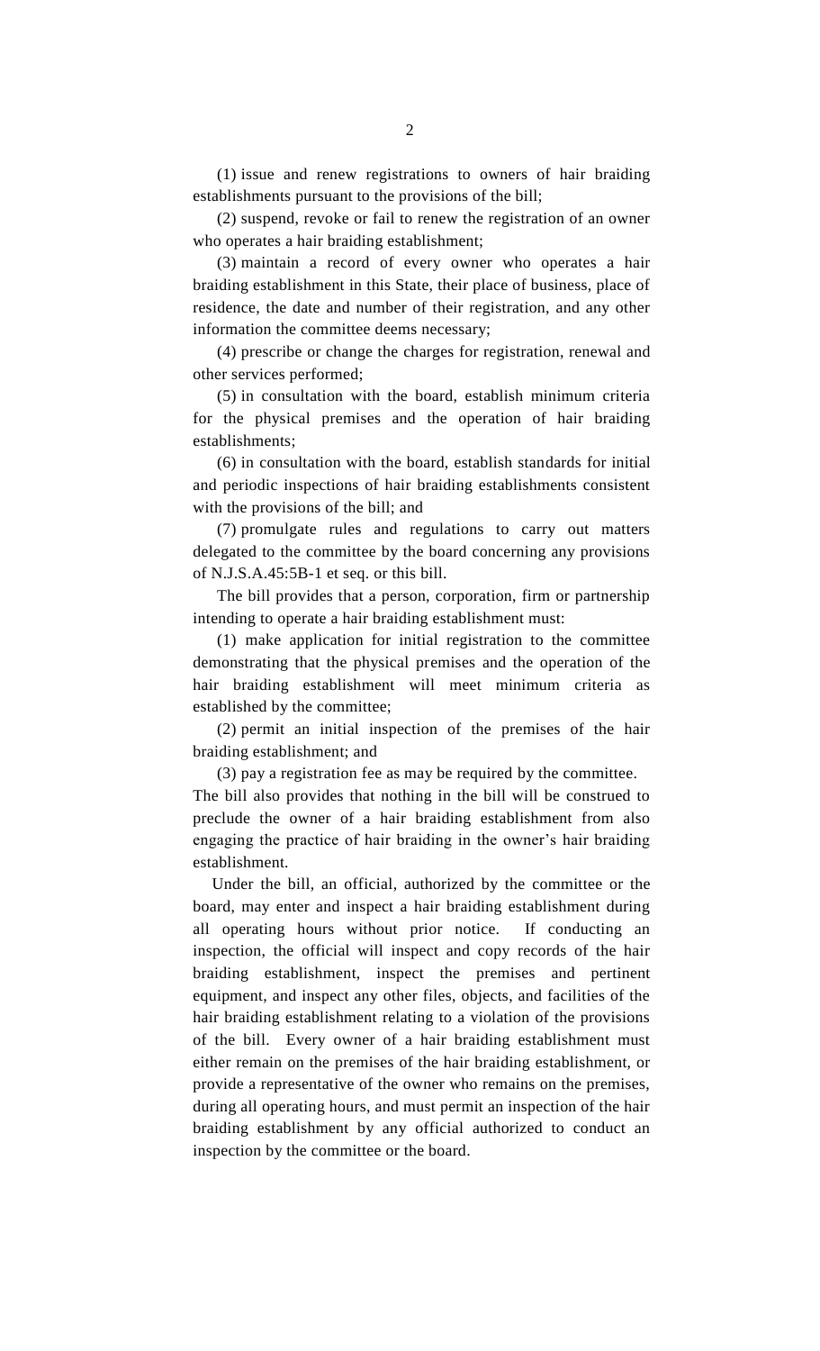(1) issue and renew registrations to owners of hair braiding establishments pursuant to the provisions of the bill;

(2) suspend, revoke or fail to renew the registration of an owner who operates a hair braiding establishment;

(3) maintain a record of every owner who operates a hair braiding establishment in this State, their place of business, place of residence, the date and number of their registration, and any other information the committee deems necessary;

(4) prescribe or change the charges for registration, renewal and other services performed;

(5) in consultation with the board, establish minimum criteria for the physical premises and the operation of hair braiding establishments;

(6) in consultation with the board, establish standards for initial and periodic inspections of hair braiding establishments consistent with the provisions of the bill; and

(7) promulgate rules and regulations to carry out matters delegated to the committee by the board concerning any provisions of N.J.S.A.45:5B-1 et seq. or this bill.

The bill provides that a person, corporation, firm or partnership intending to operate a hair braiding establishment must:

(1) make application for initial registration to the committee demonstrating that the physical premises and the operation of the hair braiding establishment will meet minimum criteria as established by the committee;

(2) permit an initial inspection of the premises of the hair braiding establishment; and

(3) pay a registration fee as may be required by the committee.

The bill also provides that nothing in the bill will be construed to preclude the owner of a hair braiding establishment from also engaging the practice of hair braiding in the owner's hair braiding establishment.

Under the bill, an official, authorized by the committee or the board, may enter and inspect a hair braiding establishment during all operating hours without prior notice. If conducting an inspection, the official will inspect and copy records of the hair braiding establishment, inspect the premises and pertinent equipment, and inspect any other files, objects, and facilities of the hair braiding establishment relating to a violation of the provisions of the bill. Every owner of a hair braiding establishment must either remain on the premises of the hair braiding establishment, or provide a representative of the owner who remains on the premises, during all operating hours, and must permit an inspection of the hair braiding establishment by any official authorized to conduct an inspection by the committee or the board.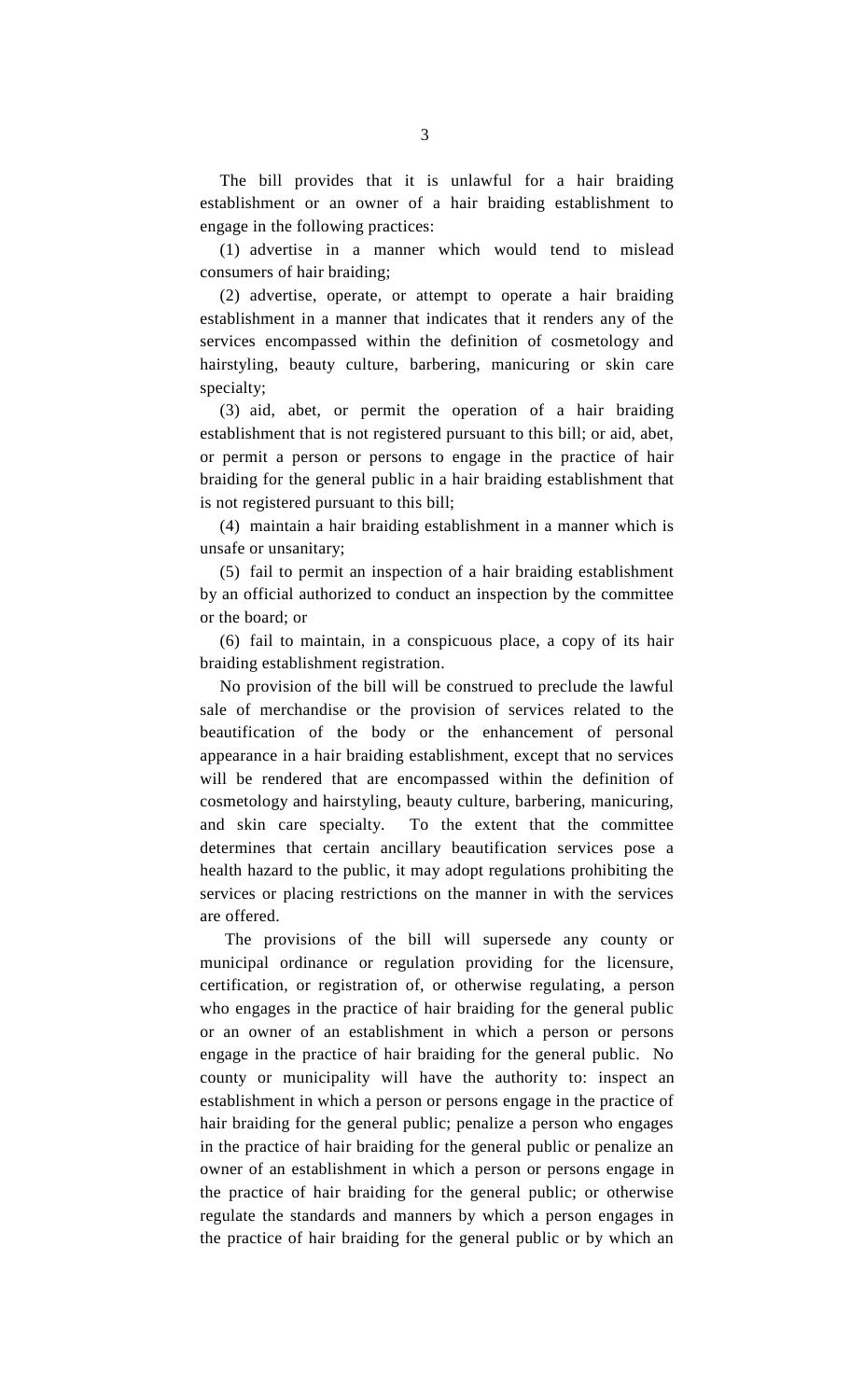The bill provides that it is unlawful for a hair braiding establishment or an owner of a hair braiding establishment to engage in the following practices:

(1) advertise in a manner which would tend to mislead consumers of hair braiding;

(2) advertise, operate, or attempt to operate a hair braiding establishment in a manner that indicates that it renders any of the services encompassed within the definition of cosmetology and hairstyling, beauty culture, barbering, manicuring or skin care specialty;

(3) aid, abet, or permit the operation of a hair braiding establishment that is not registered pursuant to this bill; or aid, abet, or permit a person or persons to engage in the practice of hair braiding for the general public in a hair braiding establishment that is not registered pursuant to this bill;

(4) maintain a hair braiding establishment in a manner which is unsafe or unsanitary;

(5) fail to permit an inspection of a hair braiding establishment by an official authorized to conduct an inspection by the committee or the board; or

(6) fail to maintain, in a conspicuous place, a copy of its hair braiding establishment registration.

No provision of the bill will be construed to preclude the lawful sale of merchandise or the provision of services related to the beautification of the body or the enhancement of personal appearance in a hair braiding establishment, except that no services will be rendered that are encompassed within the definition of cosmetology and hairstyling, beauty culture, barbering, manicuring, and skin care specialty. To the extent that the committee determines that certain ancillary beautification services pose a health hazard to the public, it may adopt regulations prohibiting the services or placing restrictions on the manner in with the services are offered.

The provisions of the bill will supersede any county or municipal ordinance or regulation providing for the licensure, certification, or registration of, or otherwise regulating, a person who engages in the practice of hair braiding for the general public or an owner of an establishment in which a person or persons engage in the practice of hair braiding for the general public. No county or municipality will have the authority to: inspect an establishment in which a person or persons engage in the practice of hair braiding for the general public; penalize a person who engages in the practice of hair braiding for the general public or penalize an owner of an establishment in which a person or persons engage in the practice of hair braiding for the general public; or otherwise regulate the standards and manners by which a person engages in the practice of hair braiding for the general public or by which an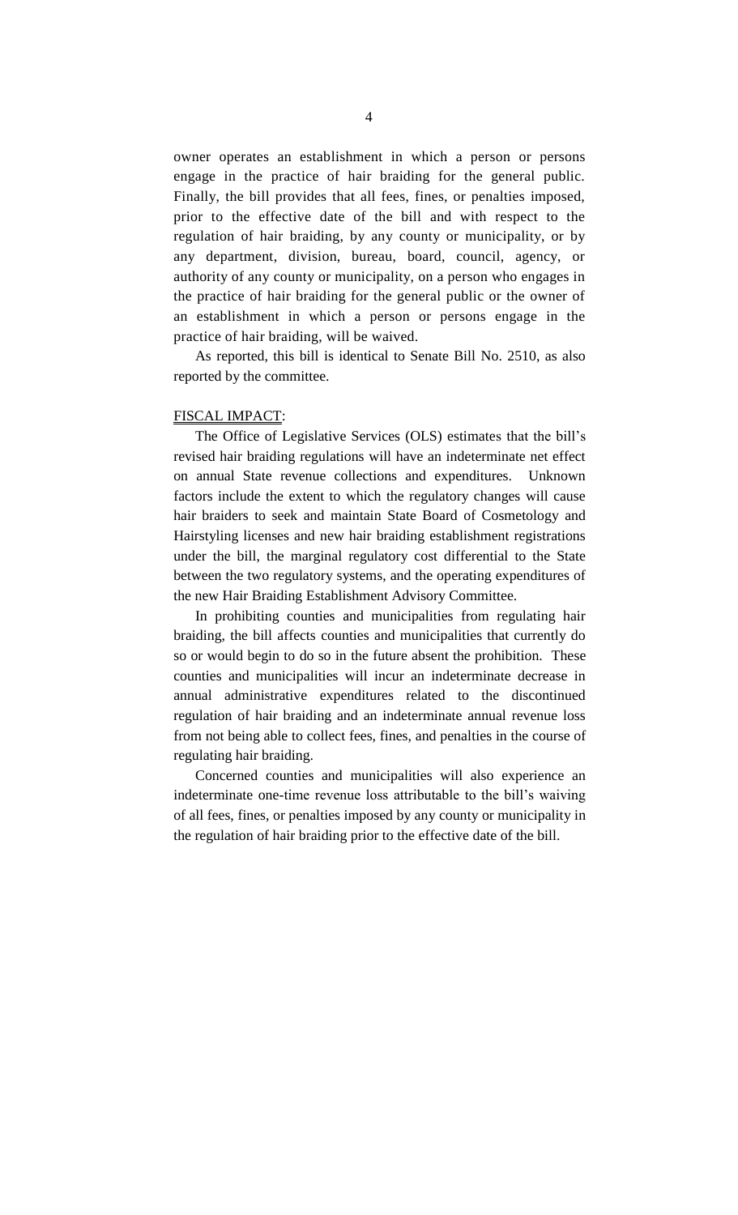owner operates an establishment in which a person or persons engage in the practice of hair braiding for the general public. Finally, the bill provides that all fees, fines, or penalties imposed, prior to the effective date of the bill and with respect to the regulation of hair braiding, by any county or municipality, or by any department, division, bureau, board, council, agency, or authority of any county or municipality, on a person who engages in the practice of hair braiding for the general public or the owner of an establishment in which a person or persons engage in the practice of hair braiding, will be waived.

As reported, this bill is identical to Senate Bill No. 2510, as also reported by the committee.

FISCAL IMPACT:

The Office of Legislative Services (OLS) estimates that the bill's revised hair braiding regulations will have an indeterminate net effect on annual State revenue collections and expenditures. Unknown factors include the extent to which the regulatory changes will cause hair braiders to seek and maintain State Board of Cosmetology and Hairstyling licenses and new hair braiding establishment registrations under the bill, the marginal regulatory cost differential to the State between the two regulatory systems, and the operating expenditures of the new Hair Braiding Establishment Advisory Committee.

In prohibiting counties and municipalities from regulating hair braiding, the bill affects counties and municipalities that currently do so or would begin to do so in the future absent the prohibition. These counties and municipalities will incur an indeterminate decrease in annual administrative expenditures related to the discontinued regulation of hair braiding and an indeterminate annual revenue loss from not being able to collect fees, fines, and penalties in the course of regulating hair braiding.

Concerned counties and municipalities will also experience an indeterminate one-time revenue loss attributable to the bill's waiving of all fees, fines, or penalties imposed by any county or municipality in the regulation of hair braiding prior to the effective date of the bill.